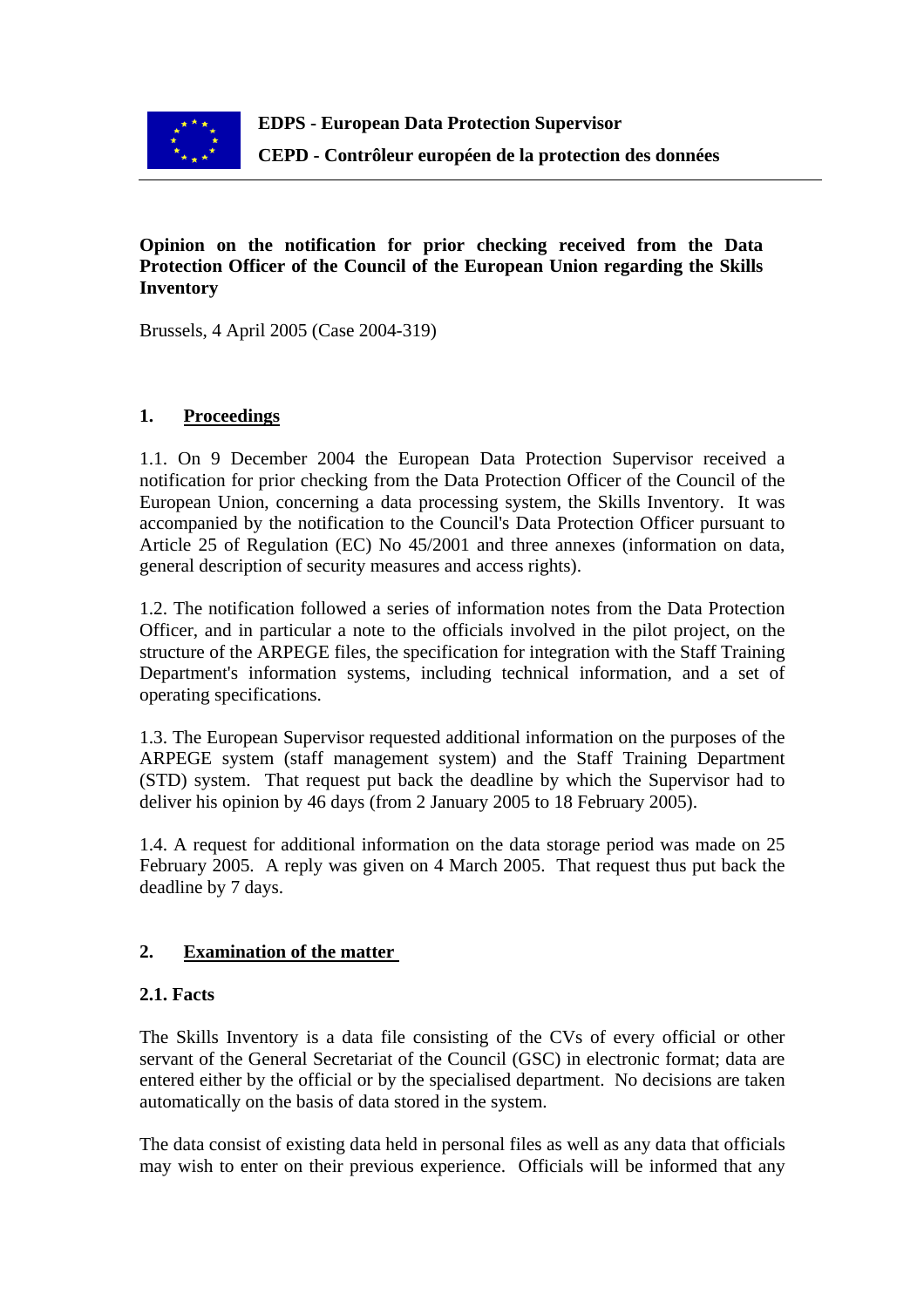**EDPS - European Data Protection Supervisor**

**CEPD - Contrôleur européen de la protection des données**

**Opinion on the notification for prior checking received from the Data Protection Officer of the Council of the European Union regarding the Skills Inventory**

Brussels, 4 April 2005 (Case 2004-319)

## 1. Proceedings

1.1. On 9 December 2004 the European Data Protection Supervisor received a notification for prior checking from the Data Protection Officer of the Council of the European Union, concerning a data processing system, the Skills Inventory. It was accompanied by the notification to the Council's Data Protection Officer pursuant to Article 25 of Regulation (EC) No 45/2001 and three annexes (information on data, general description of security measures and access rights).

1.2. The notification followed a series of information notes from the Data Protection Officer, and in particular a note to the officials involved in the pilot project, on the structure of the ARPEGE files, the specification for integration with the Staff Training Department's information systems, including technical information, and a set of operating specifications.

1.3. The European Supervisor requested additional information on the purposes of the ARPEGE system (staff management system) and the Staff Training Department (STD) system. That request put back the deadline by which the Supervisor had to deliver his opinion by 46 days (from 2 January 2005 to 18 February 2005).

1.4. A request for additional information on the data storage period was made on 25 February 2005. A reply was given on 4 March 2005. That request thus put back the deadline by 7 days.

## 2. Examination of the matter

### 2.1. Facts

The Skills Inventory is a data file consisting of the CVs of every official or other servant of the General Secretariat of the Council (GSC) in electronic format; data are entered either by the official or by the specialised department. No decisions are taken automatically on the basis of data stored in the system.

The data consist of existing data held in personal files as well as any data that officials may wish to enter on their previous experience. Officials will be informed that any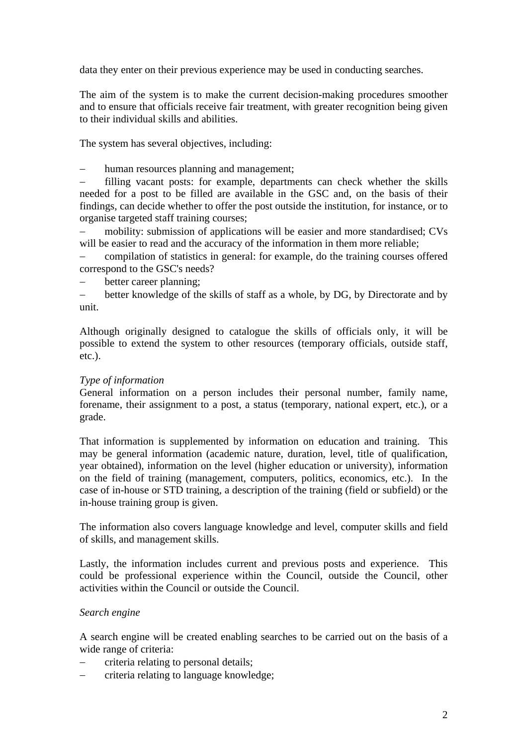data they enter on their previous experience may be used in conducting searches.

The aim of the system is to make the current decision-making procedures smoother and to ensure that officials receive fair treatment, with greater recognition being given to their individual skills and abilities.

The system has several objectives, including:

– human resources planning and management;
– filling vacant posts: for example, departments can check whether the skills needed for a post to be filled are available in the GSC and, on the basis of their findings, can decide whether to offer the post outside the institution, for instance, or to organise targeted staff training courses;
– mobility: submission of applications will be easier and more standardised; CVs will be easier to read and the accuracy of the information in them more reliable;
– compilation of statistics in general: for example, do the training courses offered correspond to the GSC's needs?
– better career planning;
– better knowledge of the skills of staff as a whole, by DG, by Directorate and by unit.

Although originally designed to catalogue the skills of officials only, it will be possible to extend the system to other resources (temporary officials, outside staff, etc.).

*Type of information*

General information on a person includes their personal number, family name, forename, their assignment to a post, a status (temporary, national expert, etc.), or a grade.

That information is supplemented by information on education and training. This may be general information (academic nature, duration, level, title of qualification, year obtained), information on the level (higher education or university), information on the field of training (management, computers, politics, economics, etc.). In the case of in-house or STD training, a description of the training (field or subfield) or the in-house training group is given.

The information also covers language knowledge and level, computer skills and field of skills, and management skills.

Lastly, the information includes current and previous posts and experience. This could be professional experience within the Council, outside the Council, other activities within the Council or outside the Council.

*Search engine*

A search engine will be created enabling searches to be carried out on the basis of a wide range of criteria:

– criteria relating to personal details;
– criteria relating to language knowledge;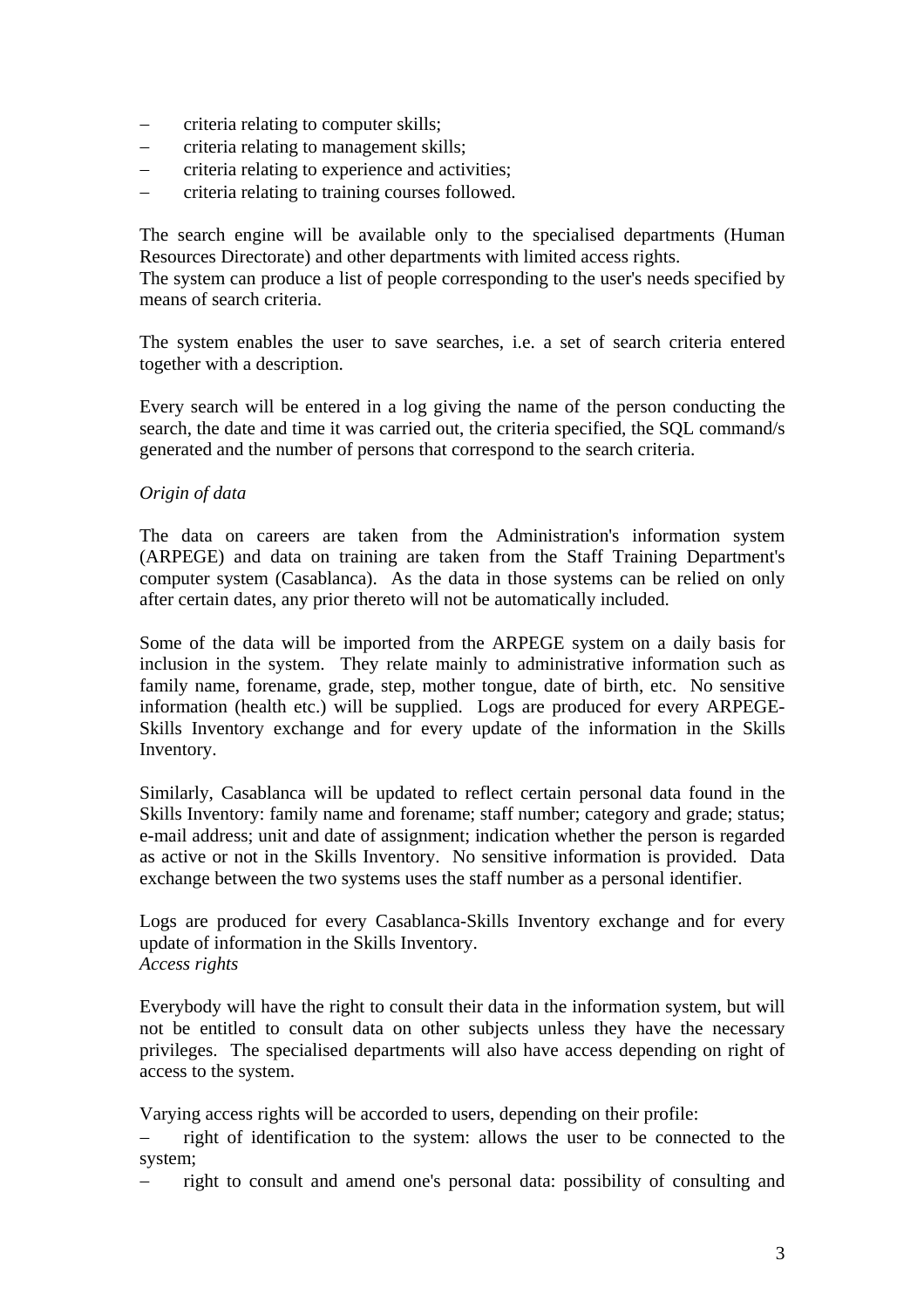- criteria relating to computer skills;
- criteria relating to management skills;
- criteria relating to experience and activities;
- criteria relating to training courses followed.

The search engine will be available only to the specialised departments (Human Resources Directorate) and other departments with limited access rights.
The system can produce a list of people corresponding to the user's needs specified by means of search criteria.

The system enables the user to save searches, i.e. a set of search criteria entered together with a description.

Every search will be entered in a log giving the name of the person conducting the search, the date and time it was carried out, the criteria specified, the SQL command/s generated and the number of persons that correspond to the search criteria.

*Origin of data*

The data on careers are taken from the Administration's information system (ARPEGE) and data on training are taken from the Staff Training Department's computer system (Casablanca). As the data in those systems can be relied on only after certain dates, any prior thereto will not be automatically included.

Some of the data will be imported from the ARPEGE system on a daily basis for inclusion in the system. They relate mainly to administrative information such as family name, forename, grade, step, mother tongue, date of birth, etc. No sensitive information (health etc.) will be supplied. Logs are produced for every ARPEGE-Skills Inventory exchange and for every update of the information in the Skills Inventory.

Similarly, Casablanca will be updated to reflect certain personal data found in the Skills Inventory: family name and forename; staff number; category and grade; status; e-mail address; unit and date of assignment; indication whether the person is regarded as active or not in the Skills Inventory. No sensitive information is provided. Data exchange between the two systems uses the staff number as a personal identifier.

Logs are produced for every Casablanca-Skills Inventory exchange and for every update of information in the Skills Inventory.

*Access rights*

Everybody will have the right to consult their data in the information system, but will not be entitled to consult data on other subjects unless they have the necessary privileges. The specialised departments will also have access depending on right of access to the system.

Varying access rights will be accorded to users, depending on their profile:

- right of identification to the system: allows the user to be connected to the system;
- right to consult and amend one's personal data: possibility of consulting and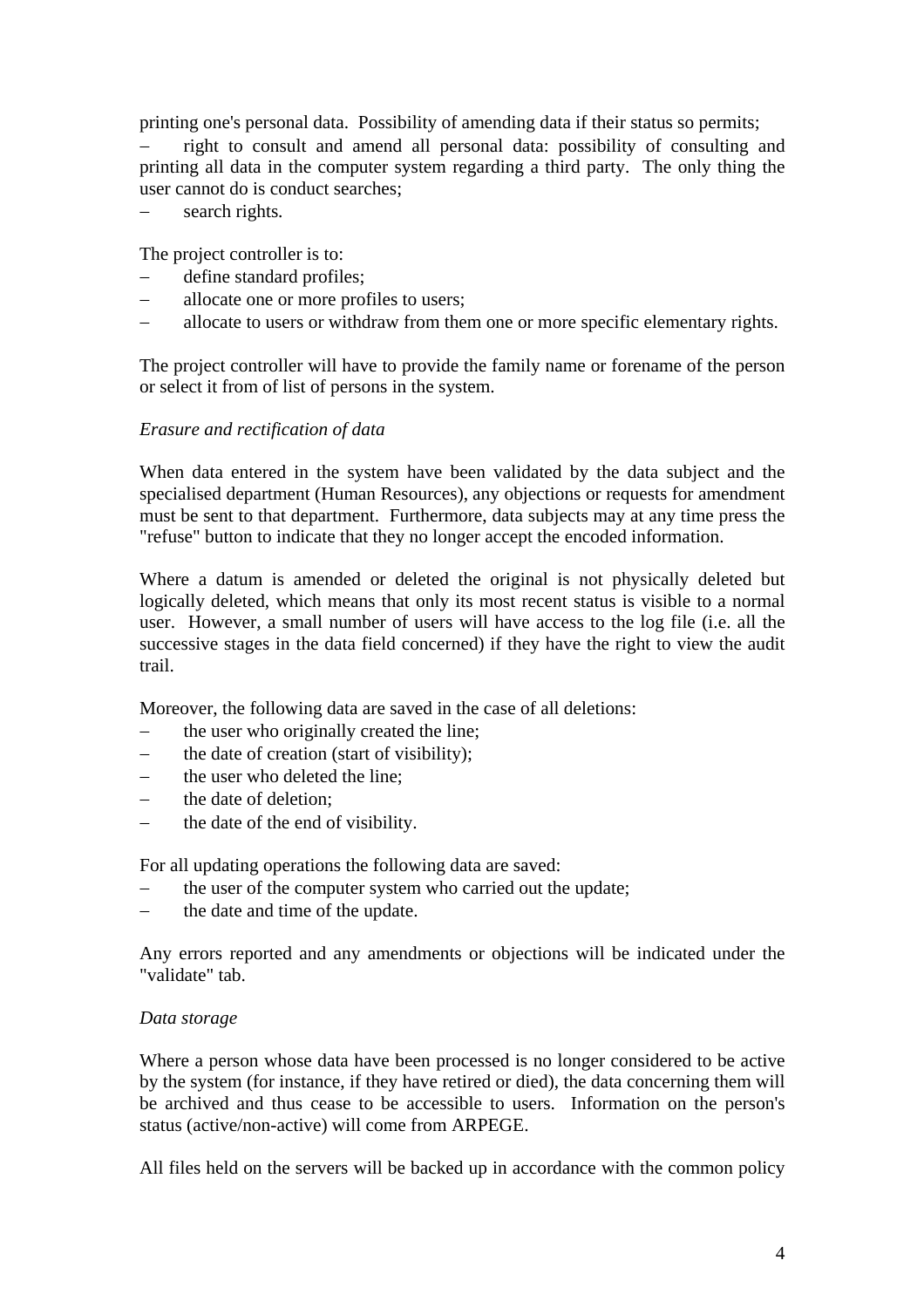printing one's personal data. Possibility of amending data if their status so permits;

– right to consult and amend all personal data: possibility of consulting and printing all data in the computer system regarding a third party. The only thing the user cannot do is conduct searches;

– search rights.

The project controller is to:

– define standard profiles;
– allocate one or more profiles to users;
– allocate to users or withdraw from them one or more specific elementary rights.

The project controller will have to provide the family name or forename of the person or select it from of list of persons in the system.

*Erasure and rectification of data*

When data entered in the system have been validated by the data subject and the specialised department (Human Resources), any objections or requests for amendment must be sent to that department. Furthermore, data subjects may at any time press the "refuse" button to indicate that they no longer accept the encoded information.

Where a datum is amended or deleted the original is not physically deleted but logically deleted, which means that only its most recent status is visible to a normal user. However, a small number of users will have access to the log file (i.e. all the successive stages in the data field concerned) if they have the right to view the audit trail.

Moreover, the following data are saved in the case of all deletions:

– the user who originally created the line;
– the date of creation (start of visibility);
– the user who deleted the line;
– the date of deletion;
– the date of the end of visibility.

For all updating operations the following data are saved:

– the user of the computer system who carried out the update;
– the date and time of the update.

Any errors reported and any amendments or objections will be indicated under the "validate" tab.

*Data storage*

Where a person whose data have been processed is no longer considered to be active by the system (for instance, if they have retired or died), the data concerning them will be archived and thus cease to be accessible to users. Information on the person's status (active/non-active) will come from ARPEGE.

All files held on the servers will be backed up in accordance with the common policy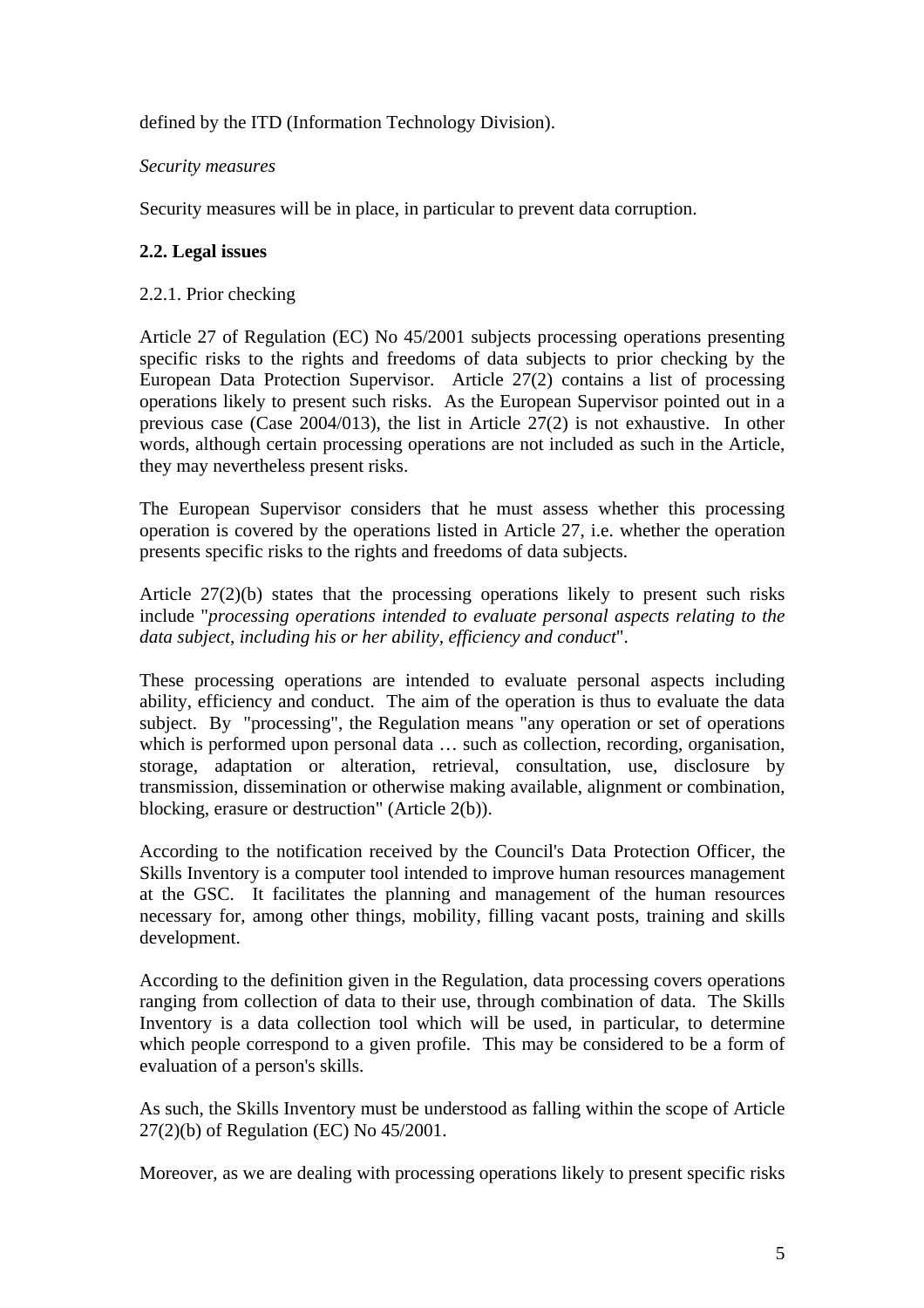defined by the ITD (Information Technology Division).

*Security measures*

Security measures will be in place, in particular to prevent data corruption.

### 2.2. Legal issues

2.2.1. Prior checking

Article 27 of Regulation (EC) No 45/2001 subjects processing operations presenting specific risks to the rights and freedoms of data subjects to prior checking by the European Data Protection Supervisor. Article 27(2) contains a list of processing operations likely to present such risks. As the European Supervisor pointed out in a previous case (Case 2004/013), the list in Article 27(2) is not exhaustive. In other words, although certain processing operations are not included as such in the Article, they may nevertheless present risks.

The European Supervisor considers that he must assess whether this processing operation is covered by the operations listed in Article 27, i.e. whether the operation presents specific risks to the rights and freedoms of data subjects.

Article 27(2)(b) states that the processing operations likely to present such risks include "*processing operations intended to evaluate personal aspects relating to the data subject, including his or her ability, efficiency and conduct*".

These processing operations are intended to evaluate personal aspects including ability, efficiency and conduct. The aim of the operation is thus to evaluate the data subject. By "processing", the Regulation means "any operation or set of operations which is performed upon personal data … such as collection, recording, organisation, storage, adaptation or alteration, retrieval, consultation, use, disclosure by transmission, dissemination or otherwise making available, alignment or combination, blocking, erasure or destruction" (Article 2(b)).

According to the notification received by the Council's Data Protection Officer, the Skills Inventory is a computer tool intended to improve human resources management at the GSC. It facilitates the planning and management of the human resources necessary for, among other things, mobility, filling vacant posts, training and skills development.

According to the definition given in the Regulation, data processing covers operations ranging from collection of data to their use, through combination of data. The Skills Inventory is a data collection tool which will be used, in particular, to determine which people correspond to a given profile. This may be considered to be a form of evaluation of a person's skills.

As such, the Skills Inventory must be understood as falling within the scope of Article 27(2)(b) of Regulation (EC) No 45/2001.

Moreover, as we are dealing with processing operations likely to present specific risks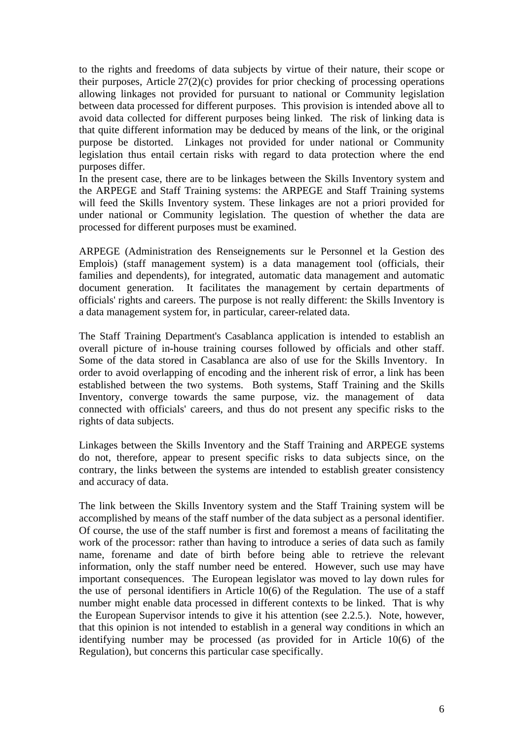to the rights and freedoms of data subjects by virtue of their nature, their scope or their purposes, Article 27(2)(c) provides for prior checking of processing operations allowing linkages not provided for pursuant to national or Community legislation between data processed for different purposes. This provision is intended above all to avoid data collected for different purposes being linked. The risk of linking data is that quite different information may be deduced by means of the link, or the original purpose be distorted. Linkages not provided for under national or Community legislation thus entail certain risks with regard to data protection where the end purposes differ.

In the present case, there are to be linkages between the Skills Inventory system and the ARPEGE and Staff Training systems: the ARPEGE and Staff Training systems will feed the Skills Inventory system. These linkages are not a priori provided for under national or Community legislation. The question of whether the data are processed for different purposes must be examined.

ARPEGE (Administration des Renseignements sur le Personnel et la Gestion des Emplois) (staff management system) is a data management tool (officials, their families and dependents), for integrated, automatic data management and automatic document generation. It facilitates the management by certain departments of officials' rights and careers. The purpose is not really different: the Skills Inventory is a data management system for, in particular, career-related data.

The Staff Training Department's Casablanca application is intended to establish an overall picture of in-house training courses followed by officials and other staff. Some of the data stored in Casablanca are also of use for the Skills Inventory. In order to avoid overlapping of encoding and the inherent risk of error, a link has been established between the two systems. Both systems, Staff Training and the Skills Inventory, converge towards the same purpose, viz. the management of data connected with officials' careers, and thus do not present any specific risks to the rights of data subjects.

Linkages between the Skills Inventory and the Staff Training and ARPEGE systems do not, therefore, appear to present specific risks to data subjects since, on the contrary, the links between the systems are intended to establish greater consistency and accuracy of data.

The link between the Skills Inventory system and the Staff Training system will be accomplished by means of the staff number of the data subject as a personal identifier. Of course, the use of the staff number is first and foremost a means of facilitating the work of the processor: rather than having to introduce a series of data such as family name, forename and date of birth before being able to retrieve the relevant information, only the staff number need be entered. However, such use may have important consequences. The European legislator was moved to lay down rules for the use of personal identifiers in Article 10(6) of the Regulation. The use of a staff number might enable data processed in different contexts to be linked. That is why the European Supervisor intends to give it his attention (see 2.2.5.). Note, however, that this opinion is not intended to establish in a general way conditions in which an identifying number may be processed (as provided for in Article 10(6) of the Regulation), but concerns this particular case specifically.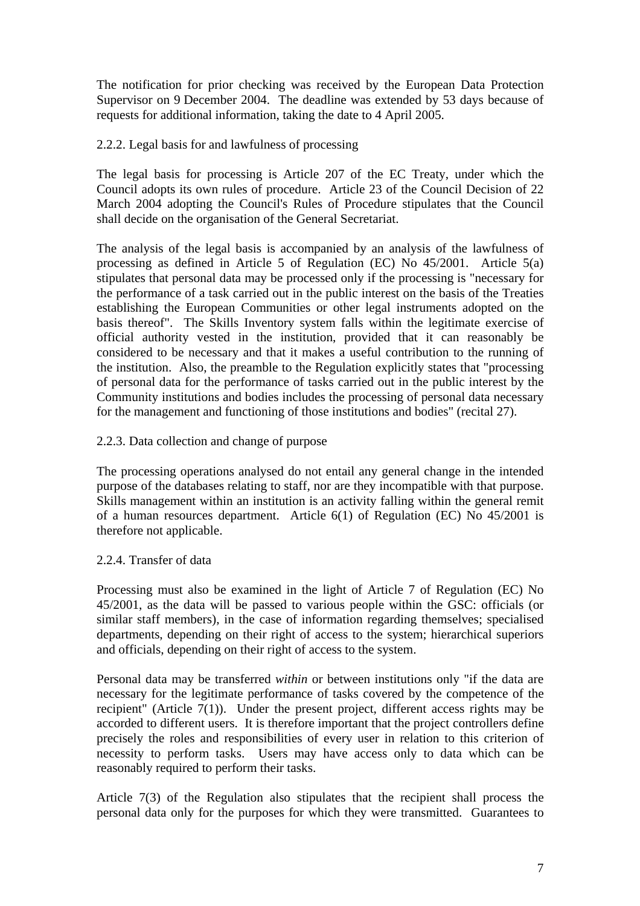The notification for prior checking was received by the European Data Protection Supervisor on 9 December 2004. The deadline was extended by 53 days because of requests for additional information, taking the date to 4 April 2005.

### 2.2.2. Legal basis for and lawfulness of processing

The legal basis for processing is Article 207 of the EC Treaty, under which the Council adopts its own rules of procedure. Article 23 of the Council Decision of 22 March 2004 adopting the Council's Rules of Procedure stipulates that the Council shall decide on the organisation of the General Secretariat.

The analysis of the legal basis is accompanied by an analysis of the lawfulness of processing as defined in Article 5 of Regulation (EC) No 45/2001. Article 5(a) stipulates that personal data may be processed only if the processing is "necessary for the performance of a task carried out in the public interest on the basis of the Treaties establishing the European Communities or other legal instruments adopted on the basis thereof". The Skills Inventory system falls within the legitimate exercise of official authority vested in the institution, provided that it can reasonably be considered to be necessary and that it makes a useful contribution to the running of the institution. Also, the preamble to the Regulation explicitly states that "processing of personal data for the performance of tasks carried out in the public interest by the Community institutions and bodies includes the processing of personal data necessary for the management and functioning of those institutions and bodies" (recital 27).

### 2.2.3. Data collection and change of purpose

The processing operations analysed do not entail any general change in the intended purpose of the databases relating to staff, nor are they incompatible with that purpose. Skills management within an institution is an activity falling within the general remit of a human resources department. Article 6(1) of Regulation (EC) No 45/2001 is therefore not applicable.

### 2.2.4. Transfer of data

Processing must also be examined in the light of Article 7 of Regulation (EC) No 45/2001, as the data will be passed to various people within the GSC: officials (or similar staff members), in the case of information regarding themselves; specialised departments, depending on their right of access to the system; hierarchical superiors and officials, depending on their right of access to the system.

Personal data may be transferred *within* or between institutions only "if the data are necessary for the legitimate performance of tasks covered by the competence of the recipient" (Article 7(1)). Under the present project, different access rights may be accorded to different users. It is therefore important that the project controllers define precisely the roles and responsibilities of every user in relation to this criterion of necessity to perform tasks. Users may have access only to data which can be reasonably required to perform their tasks.

Article 7(3) of the Regulation also stipulates that the recipient shall process the personal data only for the purposes for which they were transmitted. Guarantees to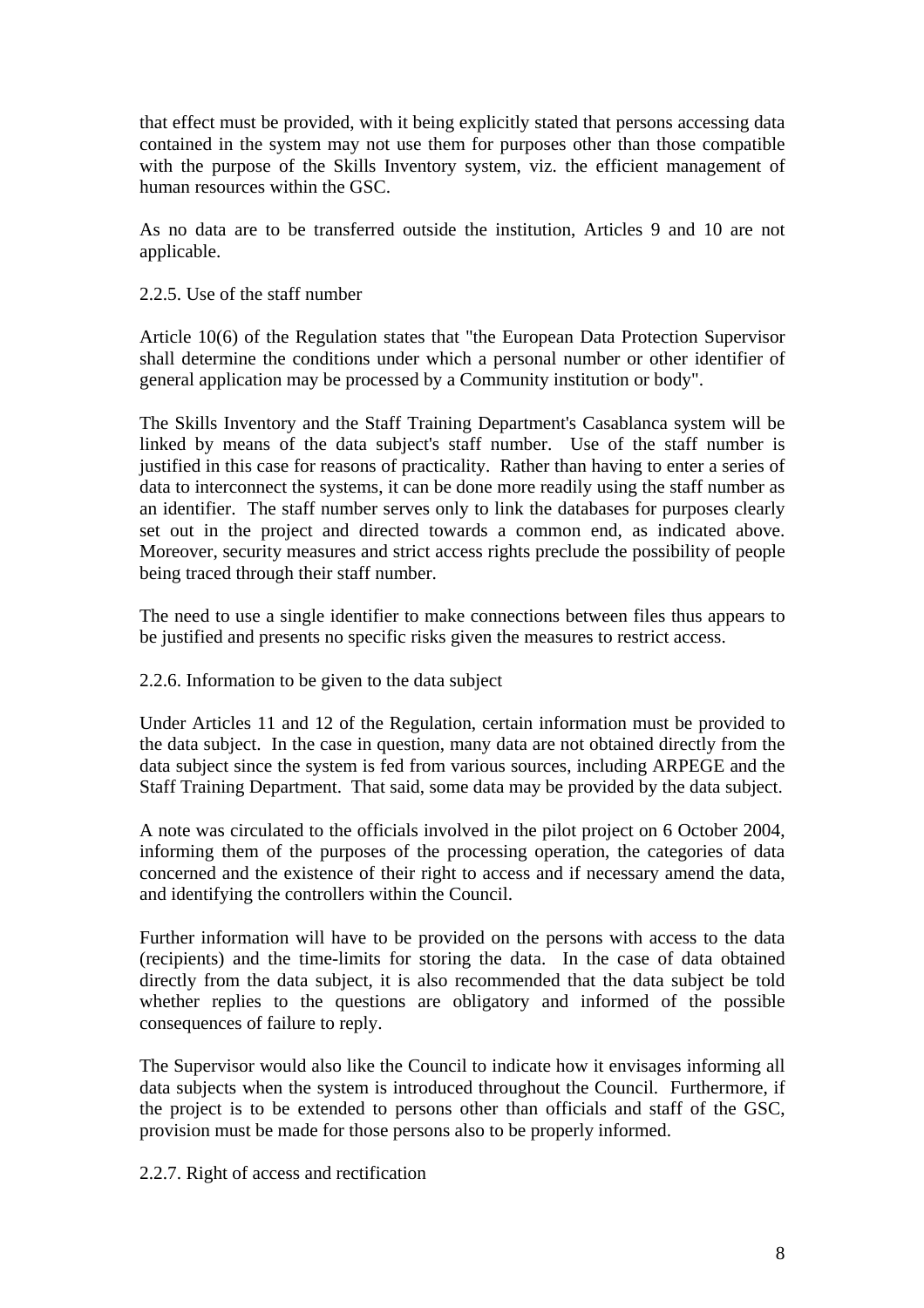that effect must be provided, with it being explicitly stated that persons accessing data contained in the system may not use them for purposes other than those compatible with the purpose of the Skills Inventory system, viz. the efficient management of human resources within the GSC.

As no data are to be transferred outside the institution, Articles 9 and 10 are not applicable.

2.2.5. Use of the staff number

Article 10(6) of the Regulation states that "the European Data Protection Supervisor shall determine the conditions under which a personal number or other identifier of general application may be processed by a Community institution or body".

The Skills Inventory and the Staff Training Department's Casablanca system will be linked by means of the data subject's staff number. Use of the staff number is justified in this case for reasons of practicality. Rather than having to enter a series of data to interconnect the systems, it can be done more readily using the staff number as an identifier. The staff number serves only to link the databases for purposes clearly set out in the project and directed towards a common end, as indicated above. Moreover, security measures and strict access rights preclude the possibility of people being traced through their staff number.

The need to use a single identifier to make connections between files thus appears to be justified and presents no specific risks given the measures to restrict access.

2.2.6. Information to be given to the data subject

Under Articles 11 and 12 of the Regulation, certain information must be provided to the data subject. In the case in question, many data are not obtained directly from the data subject since the system is fed from various sources, including ARPEGE and the Staff Training Department. That said, some data may be provided by the data subject.

A note was circulated to the officials involved in the pilot project on 6 October 2004, informing them of the purposes of the processing operation, the categories of data concerned and the existence of their right to access and if necessary amend the data, and identifying the controllers within the Council.

Further information will have to be provided on the persons with access to the data (recipients) and the time-limits for storing the data. In the case of data obtained directly from the data subject, it is also recommended that the data subject be told whether replies to the questions are obligatory and informed of the possible consequences of failure to reply.

The Supervisor would also like the Council to indicate how it envisages informing all data subjects when the system is introduced throughout the Council. Furthermore, if the project is to be extended to persons other than officials and staff of the GSC, provision must be made for those persons also to be properly informed.

2.2.7. Right of access and rectification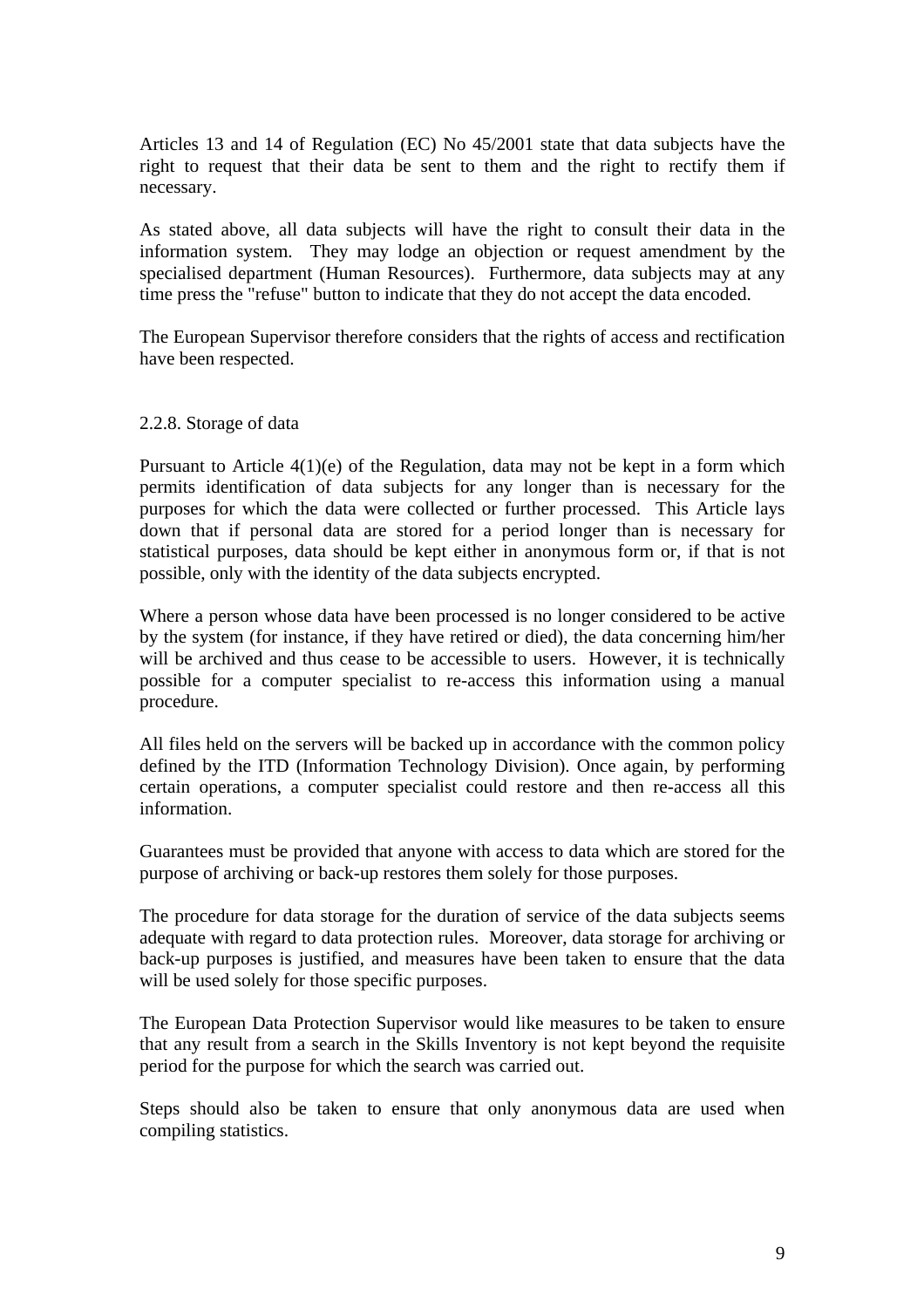Articles 13 and 14 of Regulation (EC) No 45/2001 state that data subjects have the right to request that their data be sent to them and the right to rectify them if necessary.

As stated above, all data subjects will have the right to consult their data in the information system. They may lodge an objection or request amendment by the specialised department (Human Resources). Furthermore, data subjects may at any time press the "refuse" button to indicate that they do not accept the data encoded.

The European Supervisor therefore considers that the rights of access and rectification have been respected.

### 2.2.8. Storage of data

Pursuant to Article 4(1)(e) of the Regulation, data may not be kept in a form which permits identification of data subjects for any longer than is necessary for the purposes for which the data were collected or further processed. This Article lays down that if personal data are stored for a period longer than is necessary for statistical purposes, data should be kept either in anonymous form or, if that is not possible, only with the identity of the data subjects encrypted.

Where a person whose data have been processed is no longer considered to be active by the system (for instance, if they have retired or died), the data concerning him/her will be archived and thus cease to be accessible to users. However, it is technically possible for a computer specialist to re-access this information using a manual procedure.

All files held on the servers will be backed up in accordance with the common policy defined by the ITD (Information Technology Division). Once again, by performing certain operations, a computer specialist could restore and then re-access all this information.

Guarantees must be provided that anyone with access to data which are stored for the purpose of archiving or back-up restores them solely for those purposes.

The procedure for data storage for the duration of service of the data subjects seems adequate with regard to data protection rules. Moreover, data storage for archiving or back-up purposes is justified, and measures have been taken to ensure that the data will be used solely for those specific purposes.

The European Data Protection Supervisor would like measures to be taken to ensure that any result from a search in the Skills Inventory is not kept beyond the requisite period for the purpose for which the search was carried out.

Steps should also be taken to ensure that only anonymous data are used when compiling statistics.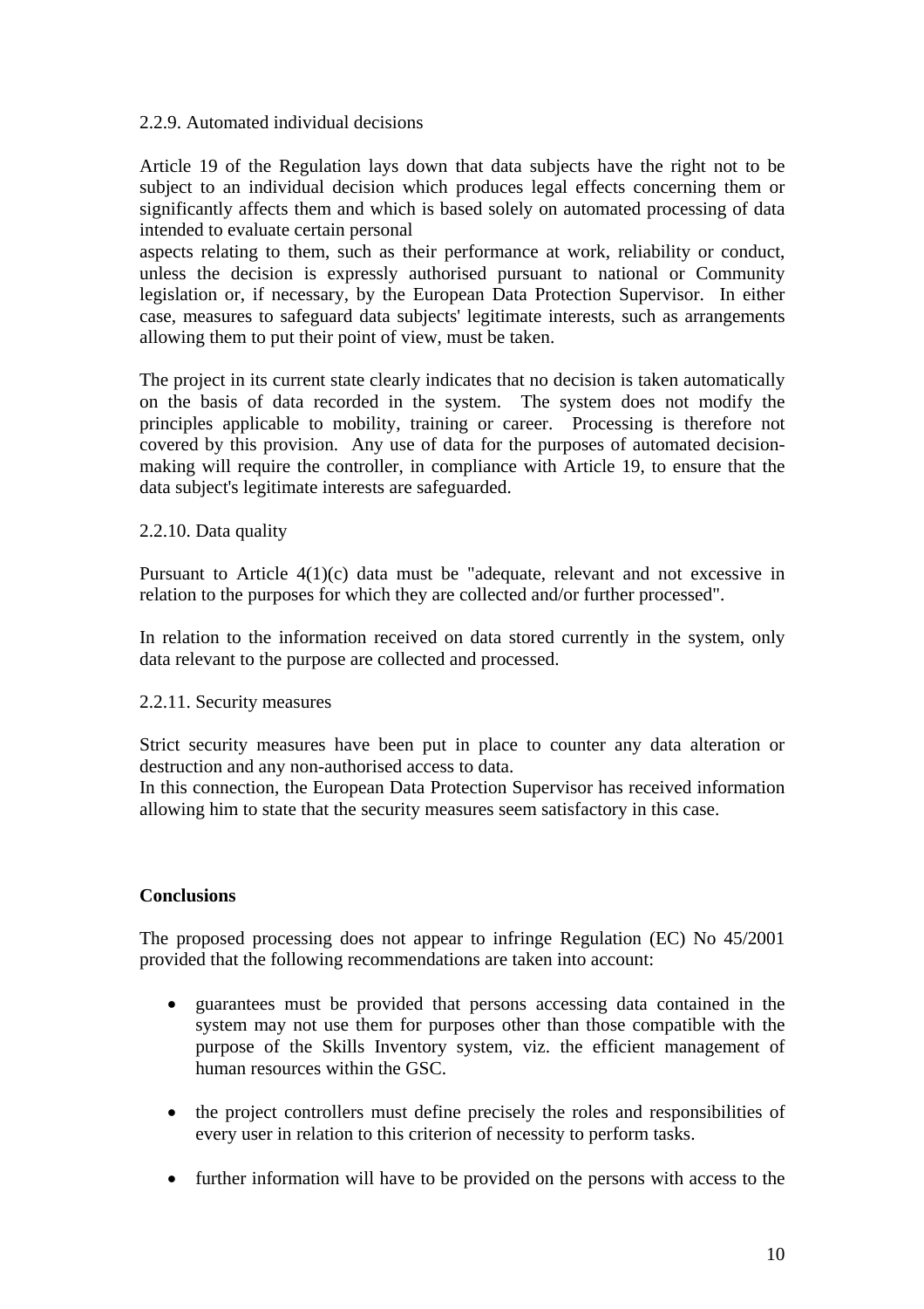2.2.9. Automated individual decisions

Article 19 of the Regulation lays down that data subjects have the right not to be subject to an individual decision which produces legal effects concerning them or significantly affects them and which is based solely on automated processing of data intended to evaluate certain personal
aspects relating to them, such as their performance at work, reliability or conduct, unless the decision is expressly authorised pursuant to national or Community legislation or, if necessary, by the European Data Protection Supervisor. In either case, measures to safeguard data subjects' legitimate interests, such as arrangements allowing them to put their point of view, must be taken.

The project in its current state clearly indicates that no decision is taken automatically on the basis of data recorded in the system. The system does not modify the principles applicable to mobility, training or career. Processing is therefore not covered by this provision. Any use of data for the purposes of automated decision-making will require the controller, in compliance with Article 19, to ensure that the data subject's legitimate interests are safeguarded.

2.2.10. Data quality

Pursuant to Article 4(1)(c) data must be "adequate, relevant and not excessive in relation to the purposes for which they are collected and/or further processed".

In relation to the information received on data stored currently in the system, only data relevant to the purpose are collected and processed.

2.2.11. Security measures

Strict security measures have been put in place to counter any data alteration or destruction and any non-authorised access to data.
In this connection, the European Data Protection Supervisor has received information allowing him to state that the security measures seem satisfactory in this case.

**Conclusions**

The proposed processing does not appear to infringe Regulation (EC) No 45/2001 provided that the following recommendations are taken into account:

- guarantees must be provided that persons accessing data contained in the system may not use them for purposes other than those compatible with the purpose of the Skills Inventory system, viz. the efficient management of human resources within the GSC.

- the project controllers must define precisely the roles and responsibilities of every user in relation to this criterion of necessity to perform tasks.

- further information will have to be provided on the persons with access to the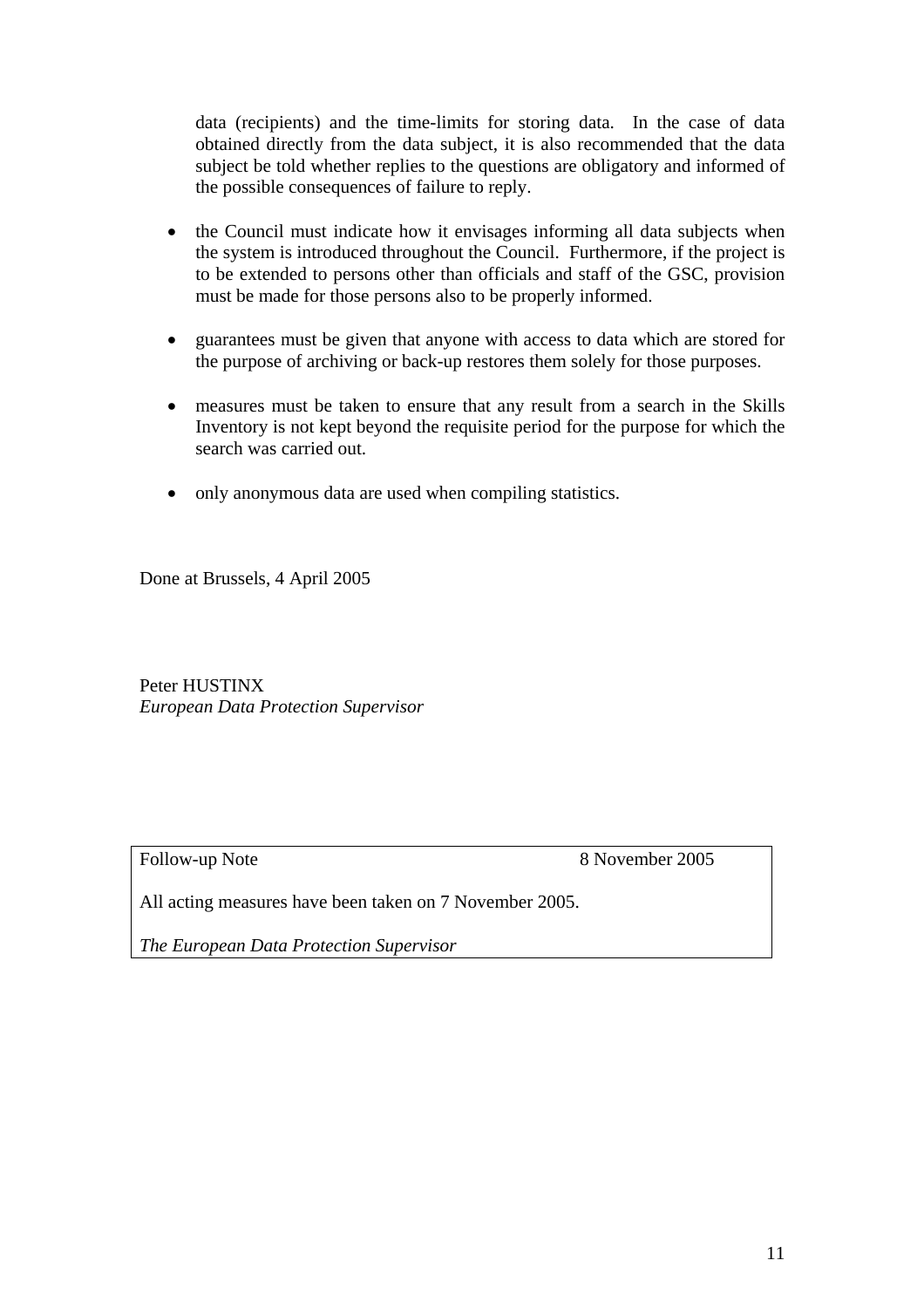data (recipients) and the time-limits for storing data. In the case of data obtained directly from the data subject, it is also recommended that the data subject be told whether replies to the questions are obligatory and informed of the possible consequences of failure to reply.

- the Council must indicate how it envisages informing all data subjects when the system is introduced throughout the Council. Furthermore, if the project is to be extended to persons other than officials and staff of the GSC, provision must be made for those persons also to be properly informed.

- guarantees must be given that anyone with access to data which are stored for the purpose of archiving or back-up restores them solely for those purposes.

- measures must be taken to ensure that any result from a search in the Skills Inventory is not kept beyond the requisite period for the purpose for which the search was carried out.

- only anonymous data are used when compiling statistics.

Done at Brussels, 4 April 2005

Peter HUSTINX
*European Data Protection Supervisor*

Follow-up Note 8 November 2005

All acting measures have been taken on 7 November 2005.

*The European Data Protection Supervisor*